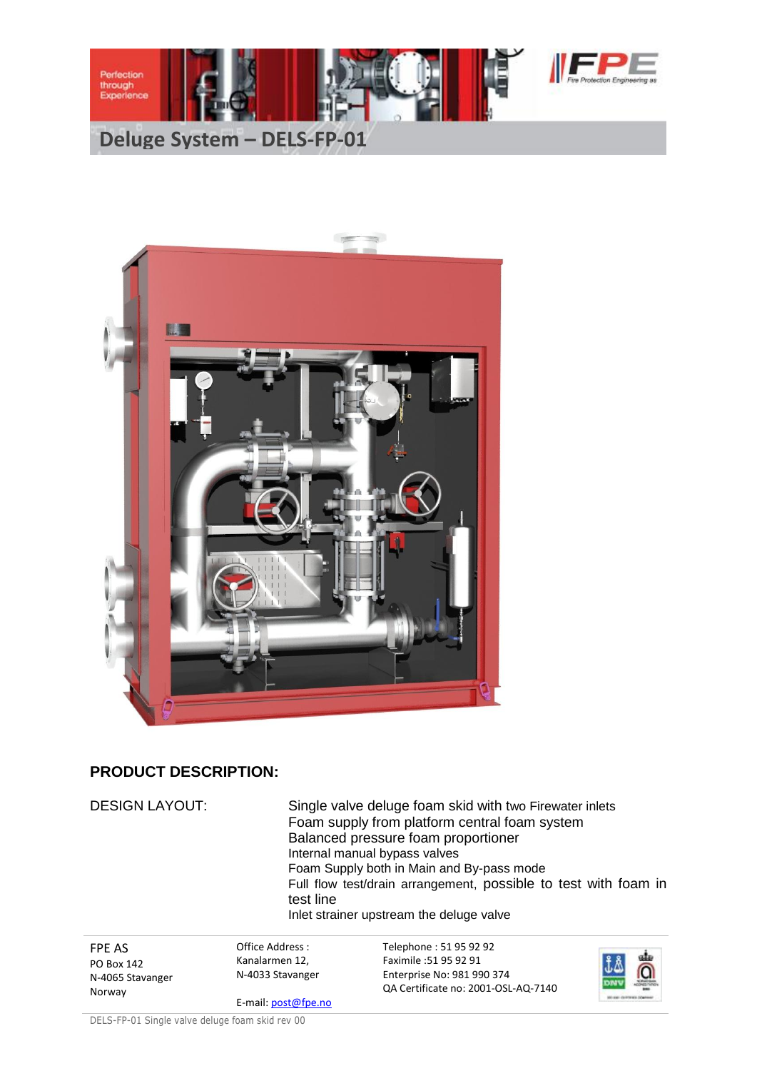# Deluge System – DELS-FP-01

## PRODUCT DESCRIPTION:

| DESIGN LAYOUT: | Single valve deluge foam skid with two Firewater inlets |
|---|---|
| | Foam supply from platform central foam system |
| | Balanced pressure foam proportioner |
| | Internal manual bypass valves |
| | Foam Supply both in Main and By-pass mode |
| | Full flow test/drain arrangement, possible to test with foam in test line |
| | Inlet strainer upstream the deluge valve |

FPE AS
PO Box 142
N-4065 Stavanger
Norway

Office Address :
Kanalarmen 12,
N-4033 Stavanger

E-mail: post@fpe.no

Telephone : 51 95 92 92
Faximile :51 95 92 91
Enterprise No: 981 990 374
QA Certificate no: 2001-OSL-AQ-7140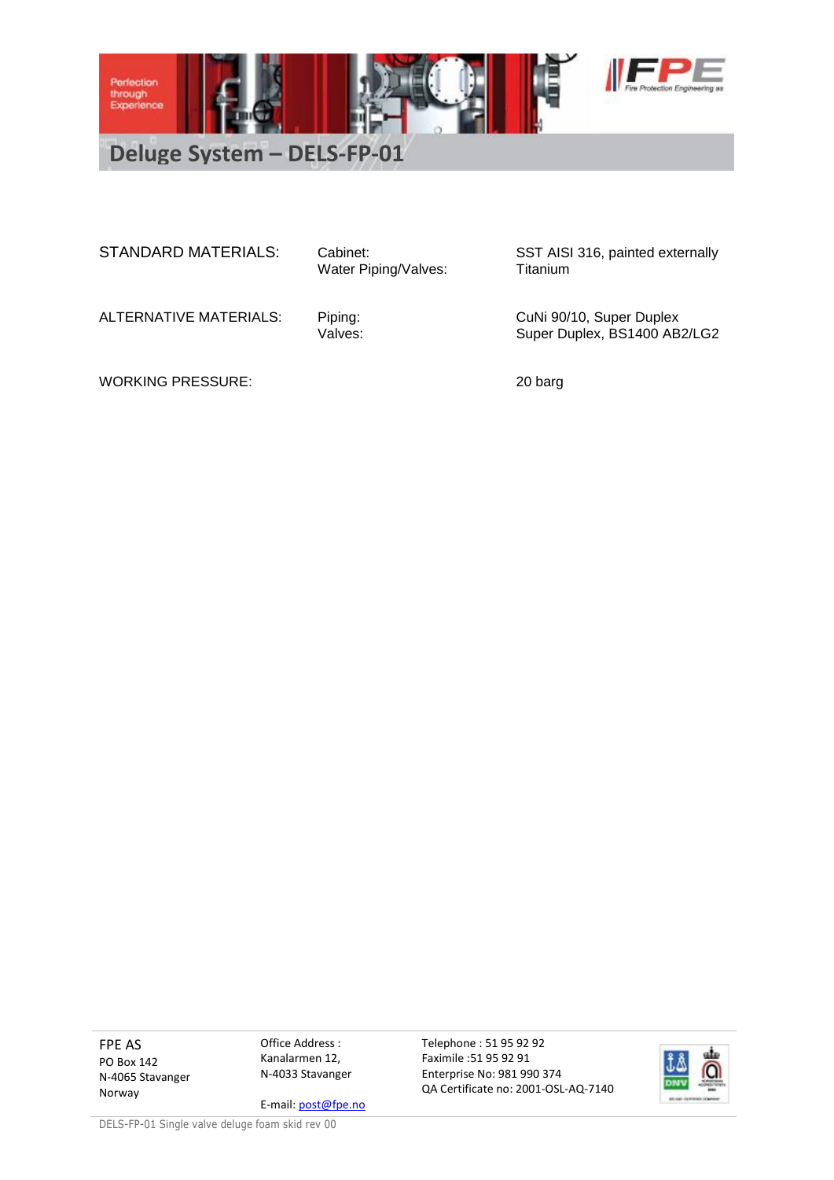# Deluge System – DELS-FP-01

| | | |
|---|---|---|
| STANDARD MATERIALS: | Cabinet:<br>Water Piping/Valves: | SST AISI 316, painted externally<br>Titanium |
| ALTERNATIVE MATERIALS: | Piping:<br>Valves: | CuNi 90/10, Super Duplex<br>Super Duplex, BS1400 AB2/LG2 |
| WORKING PRESSURE: | | 20 barg |

FPE AS
PO Box 142
N-4065 Stavanger
Norway

Office Address :
Kanalarmen 12,
N-4033 Stavanger

E-mail: post@fpe.no

Telephone : 51 95 92 92
Faximile :51 95 92 91
Enterprise No: 981 990 374
QA Certificate no: 2001-OSL-AQ-7140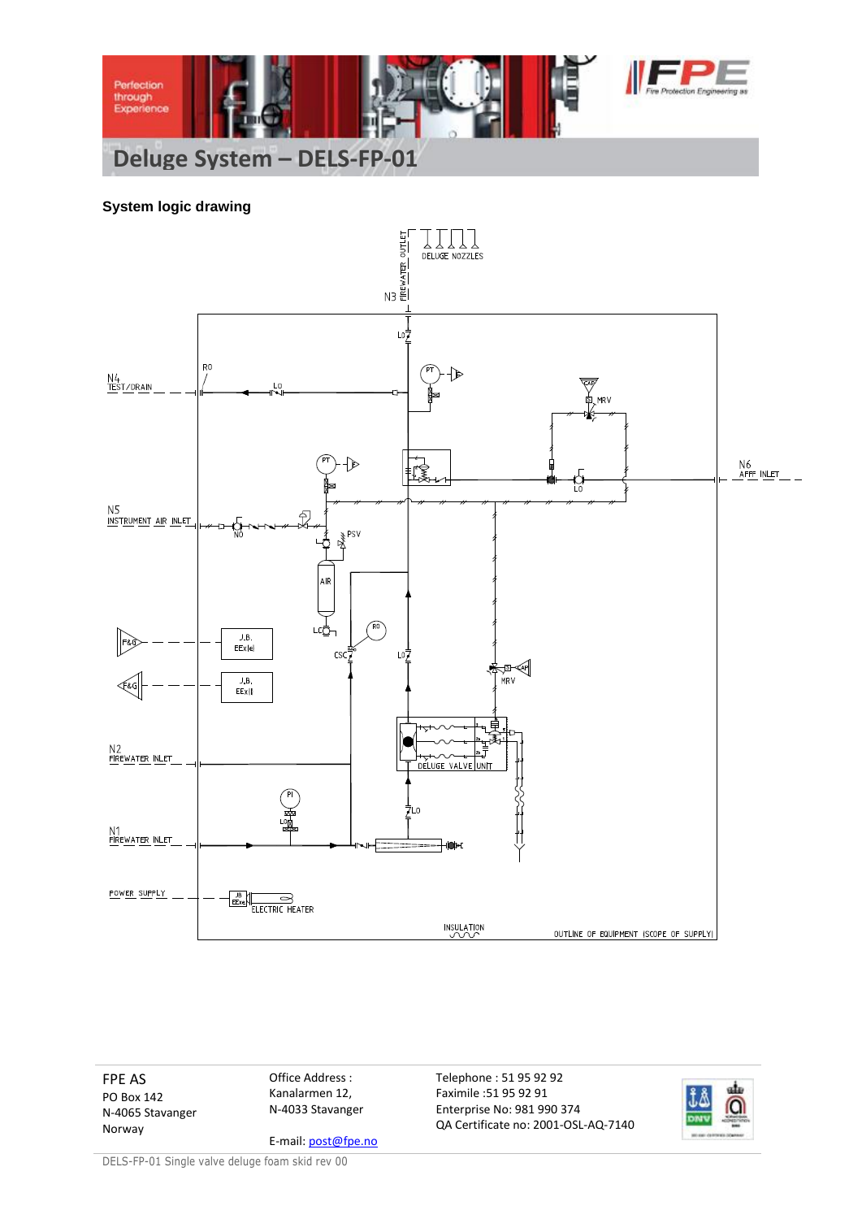# Deluge System – DELS-FP-01

**System logic drawing**

DELUGE NOZZLES

FIREWATER OUTLET

N3

LO

RO

N4
TEST/DRAIN

LO

PT

CAP

MRV

N6
AFFF INLET

PT

LO

N5
INSTRUMENT AIR INLET

NO

PSV

AIR

LC

RO

CSC

LO

F&G

J.B. EEx(e)

F&G

J.B. EEx(i)

CAP

MRV

N2
FIREWATER INLET

DELUGE VALVE UNIT

PI

LO

LO

N1
FIREWATER INLET

POWER SUPPLY

JB EExe

ELECTRIC HEATER

INSULATION

OUTLINE OF EQUIPMENT (SCOPE OF SUPPLY)

FPE AS
PO Box 142
N-4065 Stavanger
Norway

Office Address :
Kanalarmen 12,
N-4033 Stavanger

E-mail: post@fpe.no

Telephone : 51 95 92 92
Faximile :51 95 92 91
Enterprise No: 981 990 374
QA Certificate no: 2001-OSL-AQ-7140